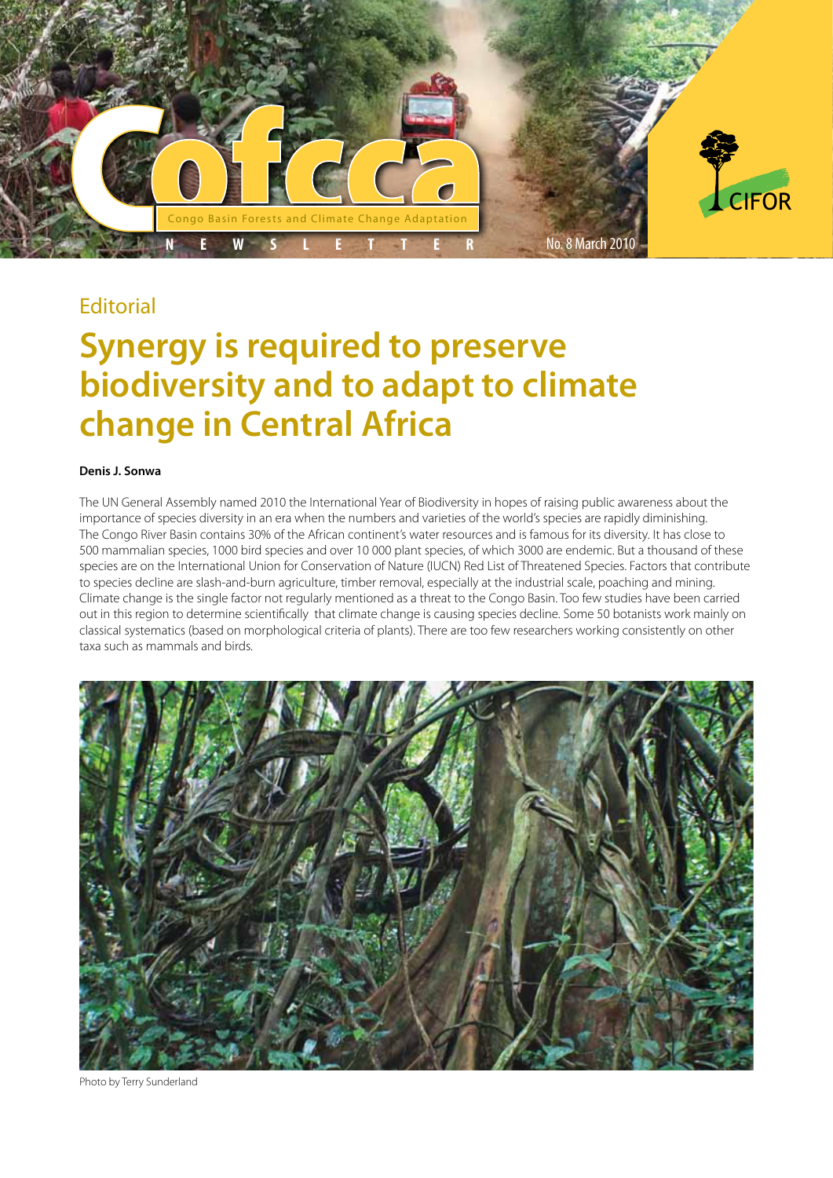# Cofcca

Congo Basin Forests and Climate Change Adaptation

NEWSLETTER

No. 8 March 2010

CIFOR

## Editorial

# Synergy is required to preserve biodiversity and to adapt to climate change in Central Africa

**Denis J. Sonwa**

The UN General Assembly named 2010 the International Year of Biodiversity in hopes of raising public awareness about the importance of species diversity in an era when the numbers and varieties of the world's species are rapidly diminishing. The Congo River Basin contains 30% of the African continent's water resources and is famous for its diversity. It has close to 500 mammalian species, 1000 bird species and over 10 000 plant species, of which 3000 are endemic. But a thousand of these species are on the International Union for Conservation of Nature (IUCN) Red List of Threatened Species. Factors that contribute to species decline are slash-and-burn agriculture, timber removal, especially at the industrial scale, poaching and mining. Climate change is the single factor not regularly mentioned as a threat to the Congo Basin. Too few studies have been carried out in this region to determine scientifically that climate change is causing species decline. Some 50 botanists work mainly on classical systematics (based on morphological criteria of plants). There are too few researchers working consistently on other taxa such as mammals and birds.

Photo by Terry Sunderland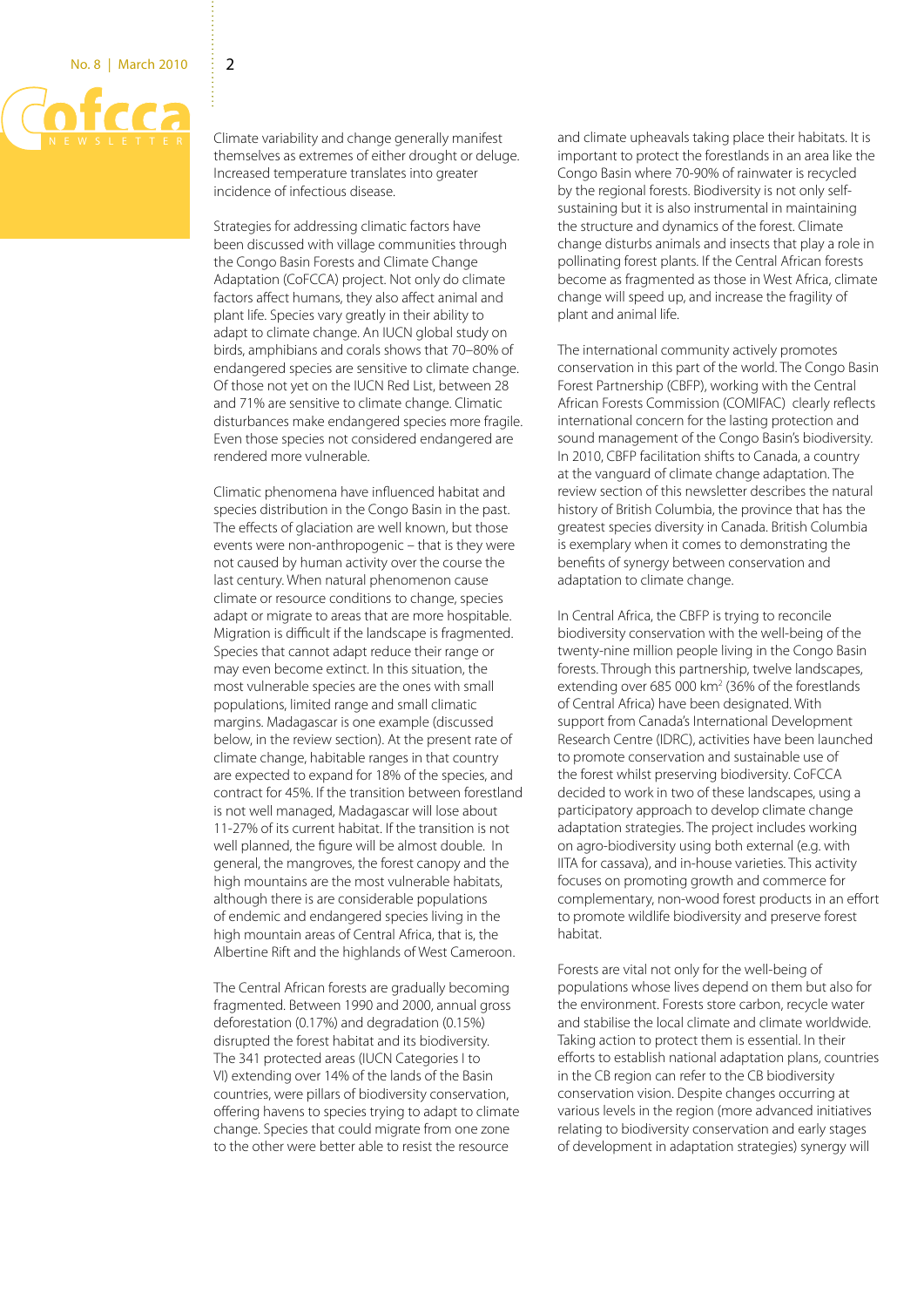Climate variability and change generally manifest themselves as extremes of either drought or deluge. Increased temperature translates into greater incidence of infectious disease.

Strategies for addressing climatic factors have been discussed with village communities through the Congo Basin Forests and Climate Change Adaptation (CoFCCA) project. Not only do climate factors affect humans, they also affect animal and plant life. Species vary greatly in their ability to adapt to climate change. An IUCN global study on birds, amphibians and corals shows that 70–80% of endangered species are sensitive to climate change. Of those not yet on the IUCN Red List, between 28 and 71% are sensitive to climate change. Climatic disturbances make endangered species more fragile. Even those species not considered endangered are rendered more vulnerable.

Climatic phenomena have influenced habitat and species distribution in the Congo Basin in the past. The effects of glaciation are well known, but those events were non-anthropogenic – that is they were not caused by human activity over the course the last century. When natural phenomenon cause climate or resource conditions to change, species adapt or migrate to areas that are more hospitable. Migration is difficult if the landscape is fragmented. Species that cannot adapt reduce their range or may even become extinct. In this situation, the most vulnerable species are the ones with small populations, limited range and small climatic margins. Madagascar is one example (discussed below, in the review section). At the present rate of climate change, habitable ranges in that country are expected to expand for 18% of the species, and contract for 45%. If the transition between forestland is not well managed, Madagascar will lose about 11-27% of its current habitat. If the transition is not well planned, the figure will be almost double. In general, the mangroves, the forest canopy and the high mountains are the most vulnerable habitats, although there is are considerable populations of endemic and endangered species living in the high mountain areas of Central Africa, that is, the Albertine Rift and the highlands of West Cameroon.

The Central African forests are gradually becoming fragmented. Between 1990 and 2000, annual gross deforestation (0.17%) and degradation (0.15%) disrupted the forest habitat and its biodiversity. The 341 protected areas (IUCN Categories I to VI) extending over 14% of the lands of the Basin countries, were pillars of biodiversity conservation, offering havens to species trying to adapt to climate change. Species that could migrate from one zone to the other were better able to resist the resource and climate upheavals taking place their habitats. It is important to protect the forestlands in an area like the Congo Basin where 70-90% of rainwater is recycled by the regional forests. Biodiversity is not only self-sustaining but it is also instrumental in maintaining the structure and dynamics of the forest. Climate change disturbs animals and insects that play a role in pollinating forest plants. If the Central African forests become as fragmented as those in West Africa, climate change will speed up, and increase the fragility of plant and animal life.

The international community actively promotes conservation in this part of the world. The Congo Basin Forest Partnership (CBFP), working with the Central African Forests Commission (COMIFAC) clearly reflects international concern for the lasting protection and sound management of the Congo Basin's biodiversity. In 2010, CBFP facilitation shifts to Canada, a country at the vanguard of climate change adaptation. The review section of this newsletter describes the natural history of British Columbia, the province that has the greatest species diversity in Canada. British Columbia is exemplary when it comes to demonstrating the benefits of synergy between conservation and adaptation to climate change.

In Central Africa, the CBFP is trying to reconcile biodiversity conservation with the well-being of the twenty-nine million people living in the Congo Basin forests. Through this partnership, twelve landscapes, extending over 685 000 km$^2$ (36% of the forestlands of Central Africa) have been designated. With support from Canada's International Development Research Centre (IDRC), activities have been launched to promote conservation and sustainable use of the forest whilst preserving biodiversity. CoFCCA decided to work in two of these landscapes, using a participatory approach to develop climate change adaptation strategies. The project includes working on agro-biodiversity using both external (e.g. with IITA for cassava), and in-house varieties. This activity focuses on promoting growth and commerce for complementary, non-wood forest products in an effort to promote wildlife biodiversity and preserve forest habitat.

Forests are vital not only for the well-being of populations whose lives depend on them but also for the environment. Forests store carbon, recycle water and stabilise the local climate and climate worldwide. Taking action to protect them is essential. In their efforts to establish national adaptation plans, countries in the CB region can refer to the CB biodiversity conservation vision. Despite changes occurring at various levels in the region (more advanced initiatives relating to biodiversity conservation and early stages of development in adaptation strategies) synergy will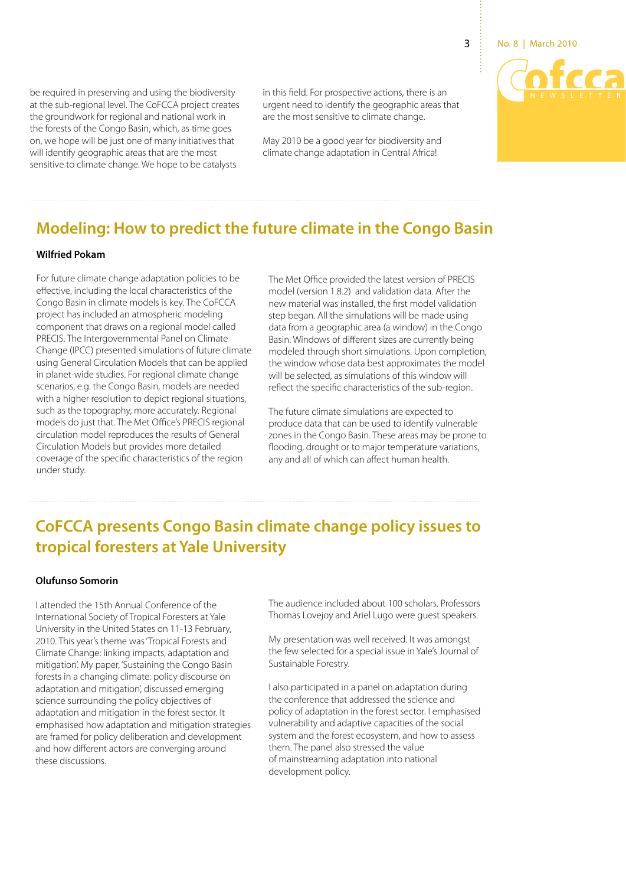be required in preserving and using the biodiversity at the sub-regional level. The CoFCCA project creates the groundwork for regional and national work in the forests of the Congo Basin, which, as time goes on, we hope will be just one of many initiatives that will identify geographic areas that are the most sensitive to climate change. We hope to be catalysts in this field. For prospective actions, there is an urgent need to identify the geographic areas that are the most sensitive to climate change.

May 2010 be a good year for biodiversity and climate change adaptation in Central Africa!

## Modeling: How to predict the future climate in the Congo Basin

**Wilfried Pokam**

For future climate change adaptation policies to be effective, including the local characteristics of the Congo Basin in climate models is key. The CoFCCA project has included an atmospheric modeling component that draws on a regional model called PRECIS. The Intergovernmental Panel on Climate Change (IPCC) presented simulations of future climate using General Circulation Models that can be applied in planet-wide studies. For regional climate change scenarios, e.g. the Congo Basin, models are needed with a higher resolution to depict regional situations, such as the topography, more accurately. Regional models do just that. The Met Office's PRECIS regional circulation model reproduces the results of General Circulation Models but provides more detailed coverage of the specific characteristics of the region under study.

The Met Office provided the latest version of PRECIS model (version 1.8.2) and validation data. After the new material was installed, the first model validation step began. All the simulations will be made using data from a geographic area (a window) in the Congo Basin. Windows of different sizes are currently being modeled through short simulations. Upon completion, the window whose data best approximates the model will be selected, as simulations of this window will reflect the specific characteristics of the sub-region.

The future climate simulations are expected to produce data that can be used to identify vulnerable zones in the Congo Basin. These areas may be prone to flooding, drought or to major temperature variations, any and all of which can affect human health.

## CoFCCA presents Congo Basin climate change policy issues to tropical foresters at Yale University

**Olufunso Somorin**

I attended the 15th Annual Conference of the International Society of Tropical Foresters at Yale University in the United States on 11-13 February, 2010. This year's theme was 'Tropical Forests and Climate Change: linking impacts, adaptation and mitigation'. My paper, 'Sustaining the Congo Basin forests in a changing climate: policy discourse on adaptation and mitigation', discussed emerging science surrounding the policy objectives of adaptation and mitigation in the forest sector. It emphasised how adaptation and mitigation strategies are framed for policy deliberation and development and how different actors are converging around these discussions.

The audience included about 100 scholars. Professors Thomas Lovejoy and Ariel Lugo were guest speakers.

My presentation was well received. It was amongst the few selected for a special issue in Yale's Journal of Sustainable Forestry.

I also participated in a panel on adaptation during the conference that addressed the science and policy of adaptation in the forest sector. I emphasised vulnerability and adaptive capacities of the social system and the forest ecosystem, and how to assess them. The panel also stressed the value of mainstreaming adaptation into national development policy.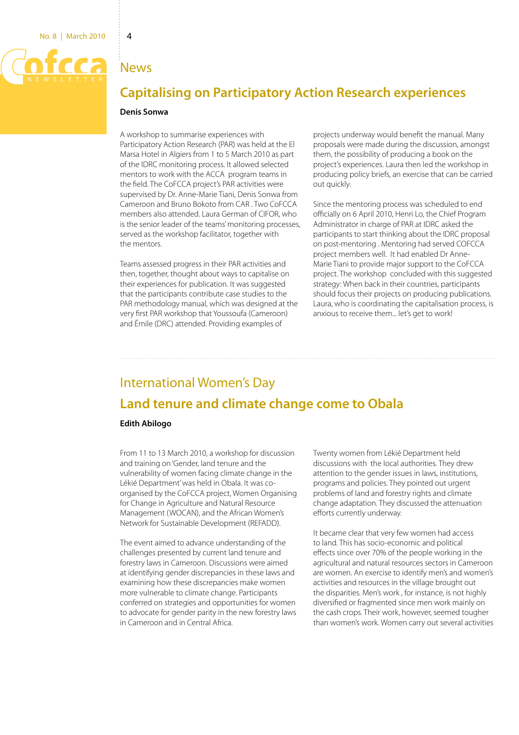## News

# Capitalising on Participatory Action Research experiences

**Denis Sonwa**

A workshop to summarise experiences with Participatory Action Research (PAR) was held at the El Marsa Hotel in Algiers from 1 to 5 March 2010 as part of the IDRC monitoring process. It allowed selected mentors to work with the ACCA program teams in the field. The CoFCCA project's PAR activities were supervised by Dr. Anne-Marie Tiani, Denis Sonwa from Cameroon and Bruno Bokoto from CAR . Two CoFCCA members also attended. Laura German of CIFOR, who is the senior leader of the teams' monitoring processes, served as the workshop facilitator, together with the mentors.

Teams assessed progress in their PAR activities and then, together, thought about ways to capitalise on their experiences for publication. It was suggested that the participants contribute case studies to the PAR methodology manual, which was designed at the very first PAR workshop that Youssoufa (Cameroon) and Émile (DRC) attended. Providing examples of projects underway would benefit the manual. Many proposals were made during the discussion, amongst them, the possibility of producing a book on the project's experiences. Laura then led the workshop in producing policy briefs, an exercise that can be carried out quickly.

Since the mentoring process was scheduled to end officially on 6 April 2010, Henri Lo, the Chief Program Administrator in charge of PAR at IDRC asked the participants to start thinking about the IDRC proposal on post-mentoring . Mentoring had served COFCCA project members well. It had enabled Dr Anne-Marie Tiani to provide major support to the CoFCCA project. The workshop concluded with this suggested strategy: When back in their countries, participants should focus their projects on producing publications. Laura, who is coordinating the capitalisation process, is anxious to receive them... let's get to work!

## International Women's Day

# Land tenure and climate change come to Obala

**Edith Abilogo**

From 11 to 13 March 2010, a workshop for discussion and training on 'Gender, land tenure and the vulnerability of women facing climate change in the Lékié Department' was held in Obala. It was co-organised by the CoFCCA project, Women Organising for Change in Agriculture and Natural Resource Management (WOCAN), and the African Women's Network for Sustainable Development (REFADD).

The event aimed to advance understanding of the challenges presented by current land tenure and forestry laws in Cameroon. Discussions were aimed at identifying gender discrepancies in these laws and examining how these discrepancies make women more vulnerable to climate change. Participants conferred on strategies and opportunities for women to advocate for gender parity in the new forestry laws in Cameroon and in Central Africa.

Twenty women from Lékié Department held discussions with the local authorities. They drew attention to the gender issues in laws, institutions, programs and policies. They pointed out urgent problems of land and forestry rights and climate change adaptation. They discussed the attenuation efforts currently underway.

It became clear that very few women had access to land. This has socio-economic and political effects since over 70% of the people working in the agricultural and natural resources sectors in Cameroon are women. An exercise to identify men's and women's activities and resources in the village brought out the disparities. Men's work , for instance, is not highly diversified or fragmented since men work mainly on the cash crops. Their work, however, seemed tougher than women's work. Women carry out several activities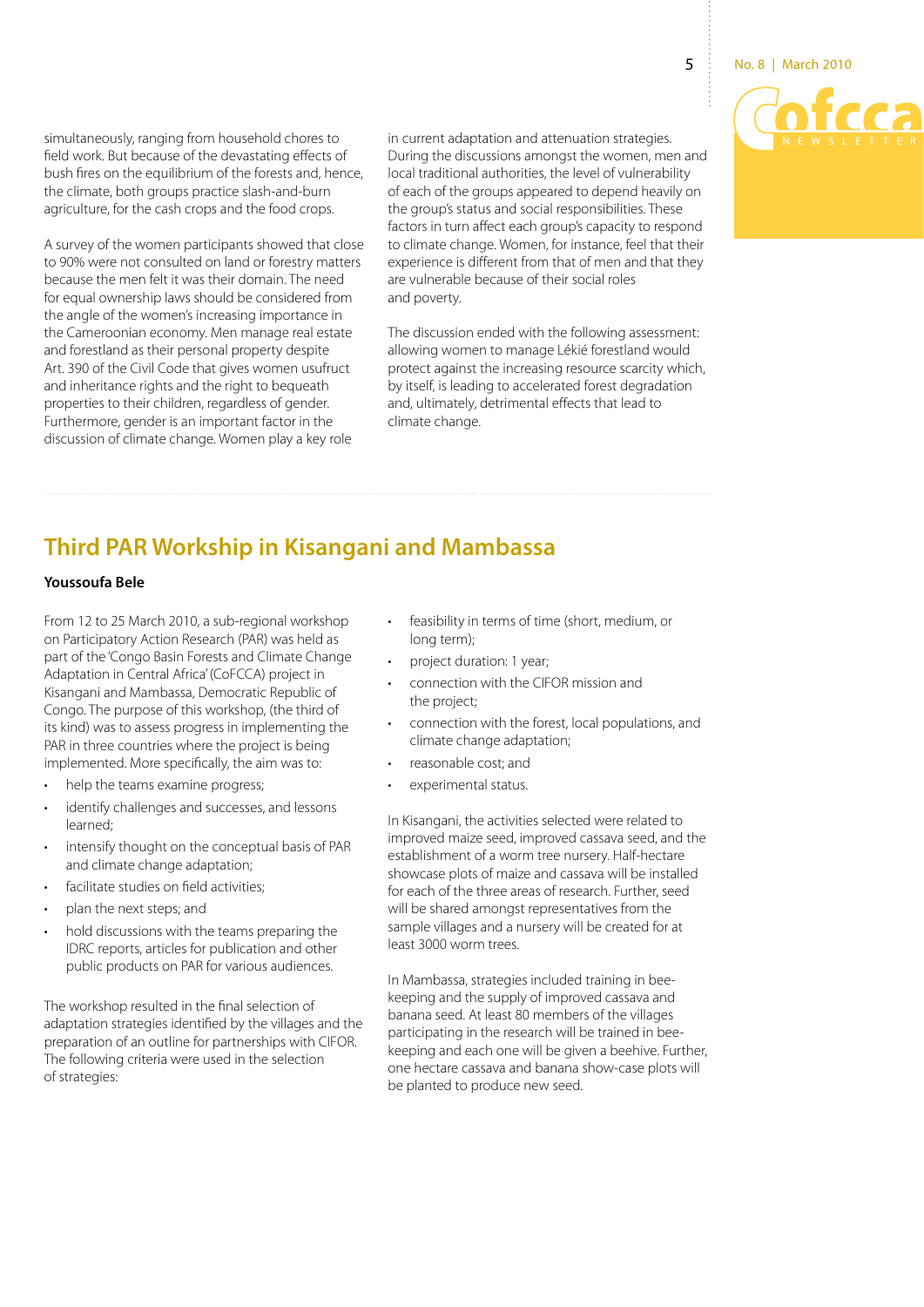simultaneously, ranging from household chores to field work. But because of the devastating effects of bush fires on the equilibrium of the forests and, hence, the climate, both groups practice slash-and-burn agriculture, for the cash crops and the food crops.

A survey of the women participants showed that close to 90% were not consulted on land or forestry matters because the men felt it was their domain. The need for equal ownership laws should be considered from the angle of the women's increasing importance in the Cameroonian economy. Men manage real estate and forestland as their personal property despite Art. 390 of the Civil Code that gives women usufruct and inheritance rights and the right to bequeath properties to their children, regardless of gender. Furthermore, gender is an important factor in the discussion of climate change. Women play a key role in current adaptation and attenuation strategies. During the discussions amongst the women, men and local traditional authorities, the level of vulnerability of each of the groups appeared to depend heavily on the group's status and social responsibilities. These factors in turn affect each group's capacity to respond to climate change. Women, for instance, feel that their experience is different from that of men and that they are vulnerable because of their social roles and poverty.

The discussion ended with the following assessment: allowing women to manage Lékié forestland would protect against the increasing resource scarcity which, by itself, is leading to accelerated forest degradation and, ultimately, detrimental effects that lead to climate change.

## Third PAR Workshop in Kisangani and Mambassa

**Youssoufa Bele**

From 12 to 25 March 2010, a sub-regional workshop on Participatory Action Research (PAR) was held as part of the 'Congo Basin Forests and Climate Change Adaptation in Central Africa' (CoFCCA) project in Kisangani and Mambassa, Democratic Republic of Congo. The purpose of this workshop, (the third of its kind) was to assess progress in implementing the PAR in three countries where the project is being implemented. More specifically, the aim was to:

- help the teams examine progress;
- identify challenges and successes, and lessons learned;
- intensify thought on the conceptual basis of PAR and climate change adaptation;
- facilitate studies on field activities;
- plan the next steps; and
- hold discussions with the teams preparing the IDRC reports, articles for publication and other public products on PAR for various audiences.

The workshop resulted in the final selection of adaptation strategies identified by the villages and the preparation of an outline for partnerships with CIFOR. The following criteria were used in the selection of strategies:

- feasibility in terms of time (short, medium, or long term);
- project duration: 1 year;
- connection with the CIFOR mission and the project;
- connection with the forest, local populations, and climate change adaptation;
- reasonable cost; and
- experimental status.

In Kisangani, the activities selected were related to improved maize seed, improved cassava seed, and the establishment of a worm tree nursery. Half-hectare showcase plots of maize and cassava will be installed for each of the three areas of research. Further, seed will be shared amongst representatives from the sample villages and a nursery will be created for at least 3000 worm trees.

In Mambassa, strategies included training in bee-keeping and the supply of improved cassava and banana seed. At least 80 members of the villages participating in the research will be trained in bee-keeping and each one will be given a beehive. Further, one hectare cassava and banana show-case plots will be planted to produce new seed.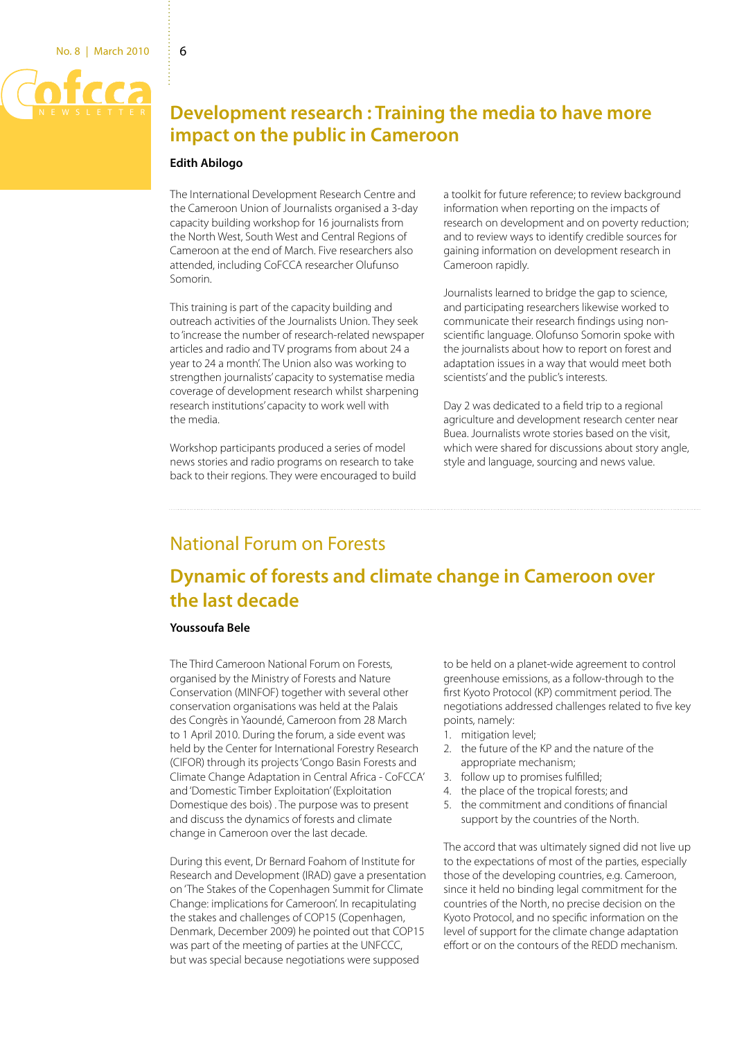# Development research : Training the media to have more impact on the public in Cameroon

**Edith Abilogo**

The International Development Research Centre and the Cameroon Union of Journalists organised a 3-day capacity building workshop for 16 journalists from the North West, South West and Central Regions of Cameroon at the end of March. Five researchers also attended, including CoFCCA researcher Olufunso Somorin.

This training is part of the capacity building and outreach activities of the Journalists Union. They seek to 'increase the number of research-related newspaper articles and radio and TV programs from about 24 a year to 24 a month'. The Union also was working to strengthen journalists' capacity to systematise media coverage of development research whilst sharpening research institutions' capacity to work well with the media.

Workshop participants produced a series of model news stories and radio programs on research to take back to their regions. They were encouraged to build a toolkit for future reference; to review background information when reporting on the impacts of research on development and on poverty reduction; and to review ways to identify credible sources for gaining information on development research in Cameroon rapidly.

Journalists learned to bridge the gap to science, and participating researchers likewise worked to communicate their research findings using non-scientific language. Olofunso Somorin spoke with the journalists about how to report on forest and adaptation issues in a way that would meet both scientists' and the public's interests.

Day 2 was dedicated to a field trip to a regional agriculture and development research center near Buea. Journalists wrote stories based on the visit, which were shared for discussions about story angle, style and language, sourcing and news value.

## National Forum on Forests

# Dynamic of forests and climate change in Cameroon over the last decade

**Youssoufa Bele**

The Third Cameroon National Forum on Forests, organised by the Ministry of Forests and Nature Conservation (MINFOF) together with several other conservation organisations was held at the Palais des Congrès in Yaoundé, Cameroon from 28 March to 1 April 2010. During the forum, a side event was held by the Center for International Forestry Research (CIFOR) through its projects 'Congo Basin Forests and Climate Change Adaptation in Central Africa - CoFCCA' and 'Domestic Timber Exploitation' (Exploitation Domestique des bois) . The purpose was to present and discuss the dynamics of forests and climate change in Cameroon over the last decade.

During this event, Dr Bernard Foahom of Institute for Research and Development (IRAD) gave a presentation on 'The Stakes of the Copenhagen Summit for Climate Change: implications for Cameroon'. In recapitulating the stakes and challenges of COP15 (Copenhagen, Denmark, December 2009) he pointed out that COP15 was part of the meeting of parties at the UNFCCC, but was special because negotiations were supposed to be held on a planet-wide agreement to control greenhouse emissions, as a follow-through to the first Kyoto Protocol (KP) commitment period. The negotiations addressed challenges related to five key points, namely:

1. mitigation level;
2. the future of the KP and the nature of the appropriate mechanism;
3. follow up to promises fulfilled;
4. the place of the tropical forests; and
5. the commitment and conditions of financial support by the countries of the North.

The accord that was ultimately signed did not live up to the expectations of most of the parties, especially those of the developing countries, e.g. Cameroon, since it held no binding legal commitment for the countries of the North, no precise decision on the Kyoto Protocol, and no specific information on the level of support for the climate change adaptation effort or on the contours of the REDD mechanism.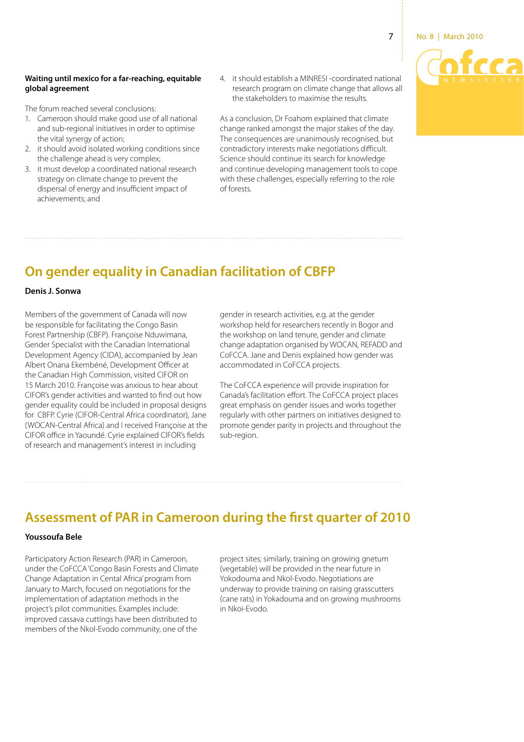**Waiting until mexico for a far-reaching, equitable global agreement**

The forum reached several conclusions:

1. Cameroon should make good use of all national and sub-regional initiatives in order to optimise the vital synergy of action;
2. it should avoid isolated working conditions since the challenge ahead is very complex;
3. it must develop a coordinated national research strategy on climate change to prevent the dispersal of energy and insufficient impact of achievements; and
4. it should establish a MINRESI -coordinated national research program on climate change that allows all the stakeholders to maximise the results.

As a conclusion, Dr Foahom explained that climate change ranked amongst the major stakes of the day. The consequences are unanimously recognised, but contradictory interests make negotiations difficult. Science should continue its search for knowledge and continue developing management tools to cope with these challenges, especially referring to the role of forests.

## On gender equality in Canadian facilitation of CBFP

**Denis J. Sonwa**

Members of the government of Canada will now be responsible for facilitating the Congo Basin Forest Partnership (CBFP). Françoise Nduwimana, Gender Specialist with the Canadian International Development Agency (CIDA), accompanied by Jean Albert Onana Ekembéné, Development Officer at the Canadian High Commission, visited CIFOR on 15 March 2010. Françoise was anxious to hear about CIFOR's gender activities and wanted to find out how gender equality could be included in proposal designs for CBFP. Cyrie (CIFOR-Central Africa coordinator), Jane (WOCAN-Central Africa) and I received Françoise at the CIFOR office in Yaoundé. Cyrie explained CIFOR's fields of research and management's interest in including gender in research activities, e.g. at the gender workshop held for researchers recently in Bogor and the workshop on land tenure, gender and climate change adaptation organised by WOCAN, REFADD and CoFCCA. Jane and Denis explained how gender was accommodated in CoFCCA projects.

The CoFCCA experience will provide inspiration for Canada's facilitation effort. The CoFCCA project places great emphasis on gender issues and works together regularly with other partners on initiatives designed to promote gender parity in projects and throughout the sub-region.

## Assessment of PAR in Cameroon during the first quarter of 2010

**Youssoufa Bele**

Participatory Action Research (PAR) in Cameroon, under the CoFCCA 'Congo Basin Forests and Climate Change Adaptation in Cental Africa' program from January to March, focused on negotiations for the implementation of adaptation methods in the project's pilot communities. Examples include: improved cassava cuttings have been distributed to members of the Nkol-Evodo community, one of the project sites; similarly, training on growing gnetum (vegetable) will be provided in the near future in Yokodouma and Nkol-Evodo. Negotiations are underway to provide training on raising grasscutters (cane rats) in Yokadouma and on growing mushrooms in Nkoi-Evodo.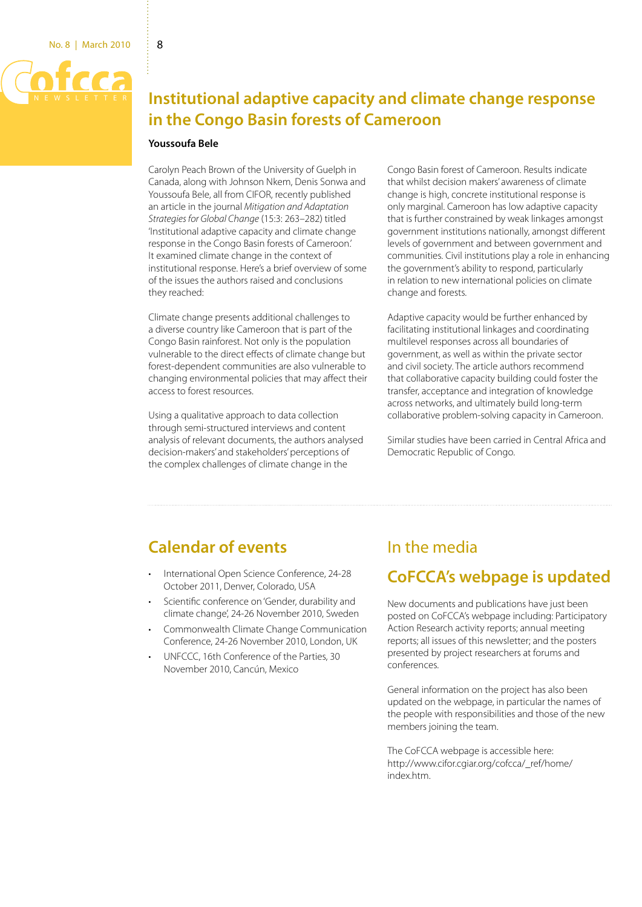# Institutional adaptive capacity and climate change response in the Congo Basin forests of Cameroon

**Youssoufa Bele**

Carolyn Peach Brown of the University of Guelph in Canada, along with Johnson Nkem, Denis Sonwa and Youssoufa Bele, all from CIFOR, recently published an article in the journal *Mitigation and Adaptation Strategies for Global Change* (15:3: 263–282) titled 'Institutional adaptive capacity and climate change response in the Congo Basin forests of Cameroon.' It examined climate change in the context of institutional response. Here's a brief overview of some of the issues the authors raised and conclusions they reached:

Climate change presents additional challenges to a diverse country like Cameroon that is part of the Congo Basin rainforest. Not only is the population vulnerable to the direct effects of climate change but forest-dependent communities are also vulnerable to changing environmental policies that may affect their access to forest resources.

Using a qualitative approach to data collection through semi-structured interviews and content analysis of relevant documents, the authors analysed decision-makers' and stakeholders' perceptions of the complex challenges of climate change in the Congo Basin forest of Cameroon. Results indicate that whilst decision makers' awareness of climate change is high, concrete institutional response is only marginal. Cameroon has low adaptive capacity that is further constrained by weak linkages amongst government institutions nationally, amongst different levels of government and between government and communities. Civil institutions play a role in enhancing the government's ability to respond, particularly in relation to new international policies on climate change and forests.

Adaptive capacity would be further enhanced by facilitating institutional linkages and coordinating multilevel responses across all boundaries of government, as well as within the private sector and civil society. The article authors recommend that collaborative capacity building could foster the transfer, acceptance and integration of knowledge across networks, and ultimately build long-term collaborative problem-solving capacity in Cameroon.

Similar studies have been carried in Central Africa and Democratic Republic of Congo.

## Calendar of events

- International Open Science Conference, 24-28 October 2011, Denver, Colorado, USA
- Scientific conference on 'Gender, durability and climate change', 24-26 November 2010, Sweden
- Commonwealth Climate Change Communication Conference, 24-26 November 2010, London, UK
- UNFCCC, 16th Conference of the Parties, 30 November 2010, Cancún, Mexico

## In the media

## CoFCCA's webpage is updated

New documents and publications have just been posted on CoFCCA's webpage including: Participatory Action Research activity reports; annual meeting reports; all issues of this newsletter; and the posters presented by project researchers at forums and conferences.

General information on the project has also been updated on the webpage, in particular the names of the people with responsibilities and those of the new members joining the team.

The CoFCCA webpage is accessible here: http://www.cifor.cgiar.org/cofcca/_ref/home/index.htm.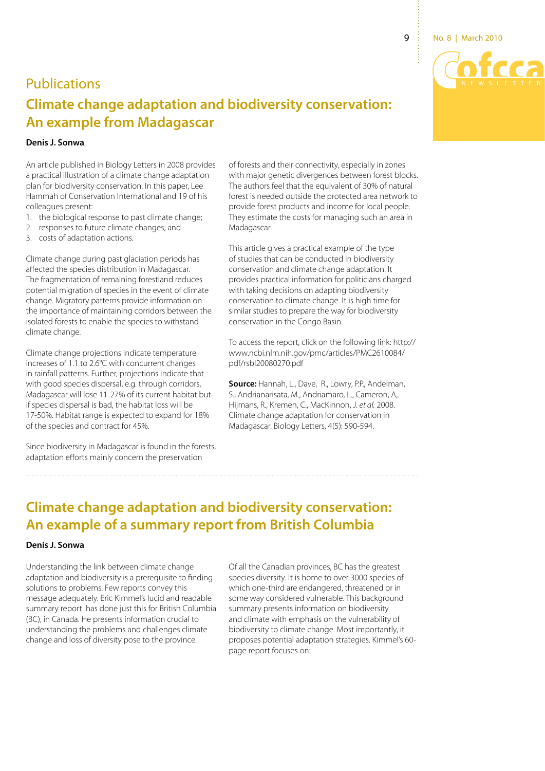## Publications

# Climate change adaptation and biodiversity conservation: An example from Madagascar

**Denis J. Sonwa**

An article published in Biology Letters in 2008 provides a practical illustration of a climate change adaptation plan for biodiversity conservation. In this paper, Lee Hammah of Conservation International and 19 of his colleagues present:

1. the biological response to past climate change;
2. responses to future climate changes; and
3. costs of adaptation actions.

Climate change during past glaciation periods has affected the species distribution in Madagascar. The fragmentation of remaining forestland reduces potential migration of species in the event of climate change. Migratory patterns provide information on the importance of maintaining corridors between the isolated forests to enable the species to withstand climate change.

Climate change projections indicate temperature increases of 1.1 to 2.6°C with concurrent changes in rainfall patterns. Further, projections indicate that with good species dispersal, e.g. through corridors, Madagascar will lose 11-27% of its current habitat but if species dispersal is bad, the habitat loss will be 17-50%. Habitat range is expected to expand for 18% of the species and contract for 45%.

Since biodiversity in Madagascar is found in the forests, adaptation efforts mainly concern the preservation of forests and their connectivity, especially in zones with major genetic divergences between forest blocks. The authors feel that the equivalent of 30% of natural forest is needed outside the protected area network to provide forest products and income for local people. They estimate the costs for managing such an area in Madagascar.

This article gives a practical example of the type of studies that can be conducted in biodiversity conservation and climate change adaptation. It provides practical information for politicians charged with taking decisions on adapting biodiversity conservation to climate change. It is high time for similar studies to prepare the way for biodiversity conservation in the Congo Basin.

To access the report, click on the following link: http://www.ncbi.nlm.nih.gov/pmc/articles/PMC2610084/pdf/rsbl20080270.pdf

**Source:** Hannah, L., Dave, R., Lowry, P.P., Andelman, S., Andrianarisata, M., Andriamaro, L., Cameron, A,. Hijmans, R., Kremen, C., MacKinnon, J. *et al.* 2008. Climate change adaptation for conservation in Madagascar. Biology Letters, 4(5): 590-594.

# Climate change adaptation and biodiversity conservation: An example of a summary report from British Columbia

**Denis J. Sonwa**

Understanding the link between climate change adaptation and biodiversity is a prerequisite to finding solutions to problems. Few reports convey this message adequately. Eric Kimmel's lucid and readable summary report has done just this for British Columbia (BC), in Canada. He presents information crucial to understanding the problems and challenges climate change and loss of diversity pose to the province.

Of all the Canadian provinces, BC has the greatest species diversity. It is home to over 3000 species of which one-third are endangered, threatened or in some way considered vulnerable. This background summary presents information on biodiversity and climate with emphasis on the vulnerability of biodiversity to climate change. Most importantly, it proposes potential adaptation strategies. Kimmel's 60-page report focuses on: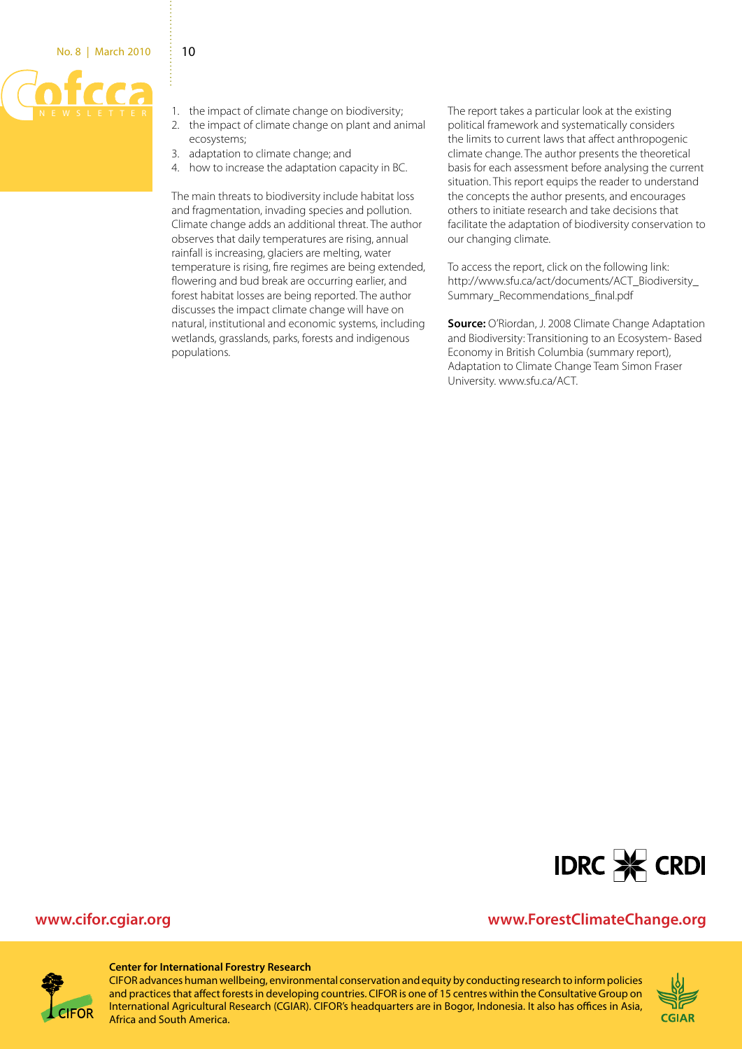1. the impact of climate change on biodiversity;
2. the impact of climate change on plant and animal ecosystems;
3. adaptation to climate change; and
4. how to increase the adaptation capacity in BC.

The main threats to biodiversity include habitat loss and fragmentation, invading species and pollution. Climate change adds an additional threat. The author observes that daily temperatures are rising, annual rainfall is increasing, glaciers are melting, water temperature is rising, fire regimes are being extended, flowering and bud break are occurring earlier, and forest habitat losses are being reported. The author discusses the impact climate change will have on natural, institutional and economic systems, including wetlands, grasslands, parks, forests and indigenous populations.

The report takes a particular look at the existing political framework and systematically considers the limits to current laws that affect anthropogenic climate change. The author presents the theoretical basis for each assessment before analysing the current situation. This report equips the reader to understand the concepts the author presents, and encourages others to initiate research and take decisions that facilitate the adaptation of biodiversity conservation to our changing climate.

To access the report, click on the following link: http://www.sfu.ca/act/documents/ACT_Biodiversity_Summary_Recommendations_final.pdf

**Source:** O'Riordan, J. 2008 Climate Change Adaptation and Biodiversity: Transitioning to an Ecosystem- Based Economy in British Columbia (summary report), Adaptation to Climate Change Team Simon Fraser University. www.sfu.ca/ACT.

IDRC CRDI

www.cifor.cgiar.org

www.ForestClimateChange.org

**Center for International Forestry Research**

CIFOR advances human wellbeing, environmental conservation and equity by conducting research to inform policies and practices that affect forests in developing countries. CIFOR is one of 15 centres within the Consultative Group on International Agricultural Research (CGIAR). CIFOR's headquarters are in Bogor, Indonesia. It also has offices in Asia, Africa and South America.